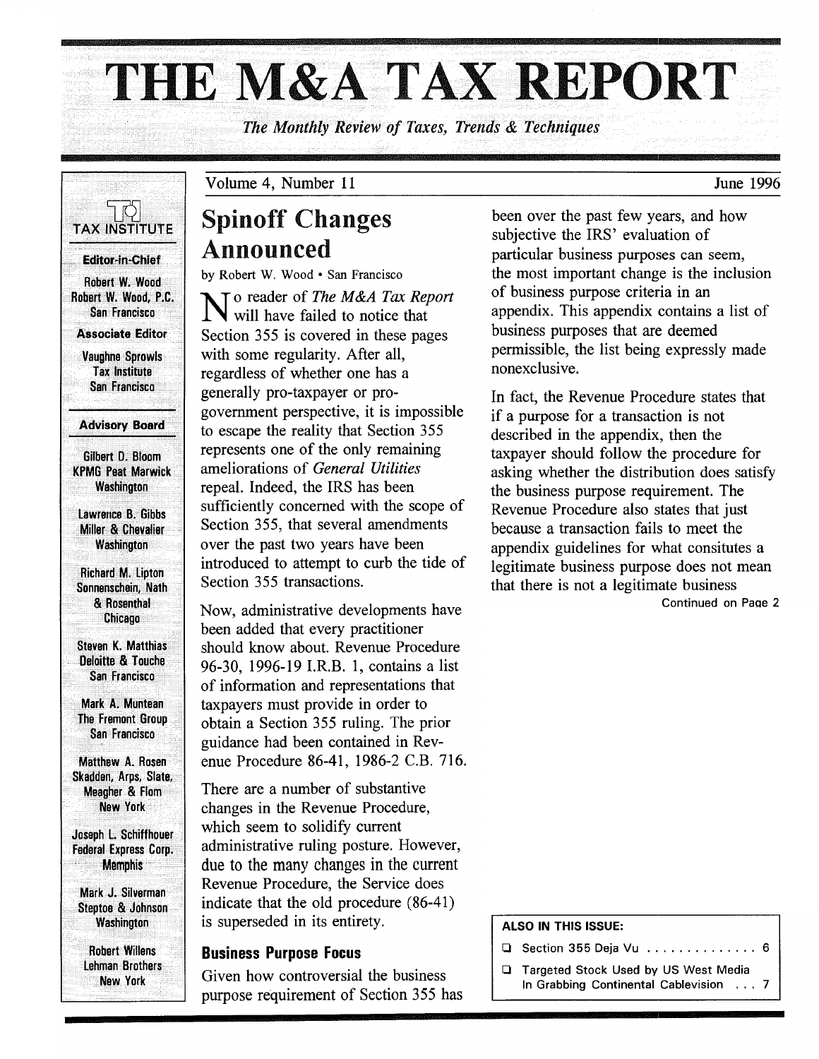# THE M&A TAX REPORT

*The Monthly Review of Taxes, Trends & Techniques*

Volume 4, Number 11 — June 1996

TAX INSTITUTE

**Editor-in-Chief**
Robert W. Wood
Robert W. Wood, P.C.
San Francisco

**Associate Editor**
Vaughne Sprowls
Tax Institute
San Francisco

**Advisory Board**

Gilbert D. Bloom
KPMG Peat Marwick
Washington

Lawrence B. Gibbs
Miller & Chevalier
Washington

Richard M. Lipton
Sonnenschein, Nath & Rosenthal
Chicago

Steven K. Matthias
Deloitte & Touche
San Francisco

Mark A. Muntean
The Fremont Group
San Francisco

Matthew A. Rosen
Skadden, Arps, Slate, Meagher & Flom
New York

Joseph L. Schiffhouer
Federal Express Corp.
Memphis

Mark J. Silverman
Steptoe & Johnson
Washington

Robert Willens
Lehman Brothers
New York

## Spinoff Changes Announced

by Robert W. Wood • San Francisco

No reader of *The M&A Tax Report* will have failed to notice that Section 355 is covered in these pages with some regularity. After all, regardless of whether one has a generally pro-taxpayer or pro-government perspective, it is impossible to escape the reality that Section 355 represents one of the only remaining ameliorations of *General Utilities* repeal. Indeed, the IRS has been sufficiently concerned with the scope of Section 355, that several amendments over the past two years have been introduced to attempt to curb the tide of Section 355 transactions.

Now, administrative developments have been added that every practitioner should know about. Revenue Procedure 96-30, 1996-19 I.R.B. 1, contains a list of information and representations that taxpayers must provide in order to obtain a Section 355 ruling. The prior guidance had been contained in Revenue Procedure 86-41, 1986-2 C.B. 716.

There are a number of substantive changes in the Revenue Procedure, which seem to solidify current administrative ruling posture. However, due to the many changes in the current Revenue Procedure, the Service does indicate that the old procedure (86-41) is superseded in its entirety.

### Business Purpose Focus

Given how controversial the business purpose requirement of Section 355 has been over the past few years, and how subjective the IRS' evaluation of particular business purposes can seem, the most important change is the inclusion of business purpose criteria in an appendix. This appendix contains a list of business purposes that are deemed permissible, the list being expressly made nonexclusive.

In fact, the Revenue Procedure states that if a purpose for a transaction is not described in the appendix, then the taxpayer should follow the procedure for asking whether the distribution does satisfy the business purpose requirement. The Revenue Procedure also states that just because a transaction fails to meet the appendix guidelines for what consitutes a legitimate business purpose does not mean that there is not a legitimate business

Continued on Page 2

**ALSO IN THIS ISSUE:**

- Section 355 Deja Vu .............. 6
- Targeted Stock Used by US West Media In Grabbing Continental Cablevision ... 7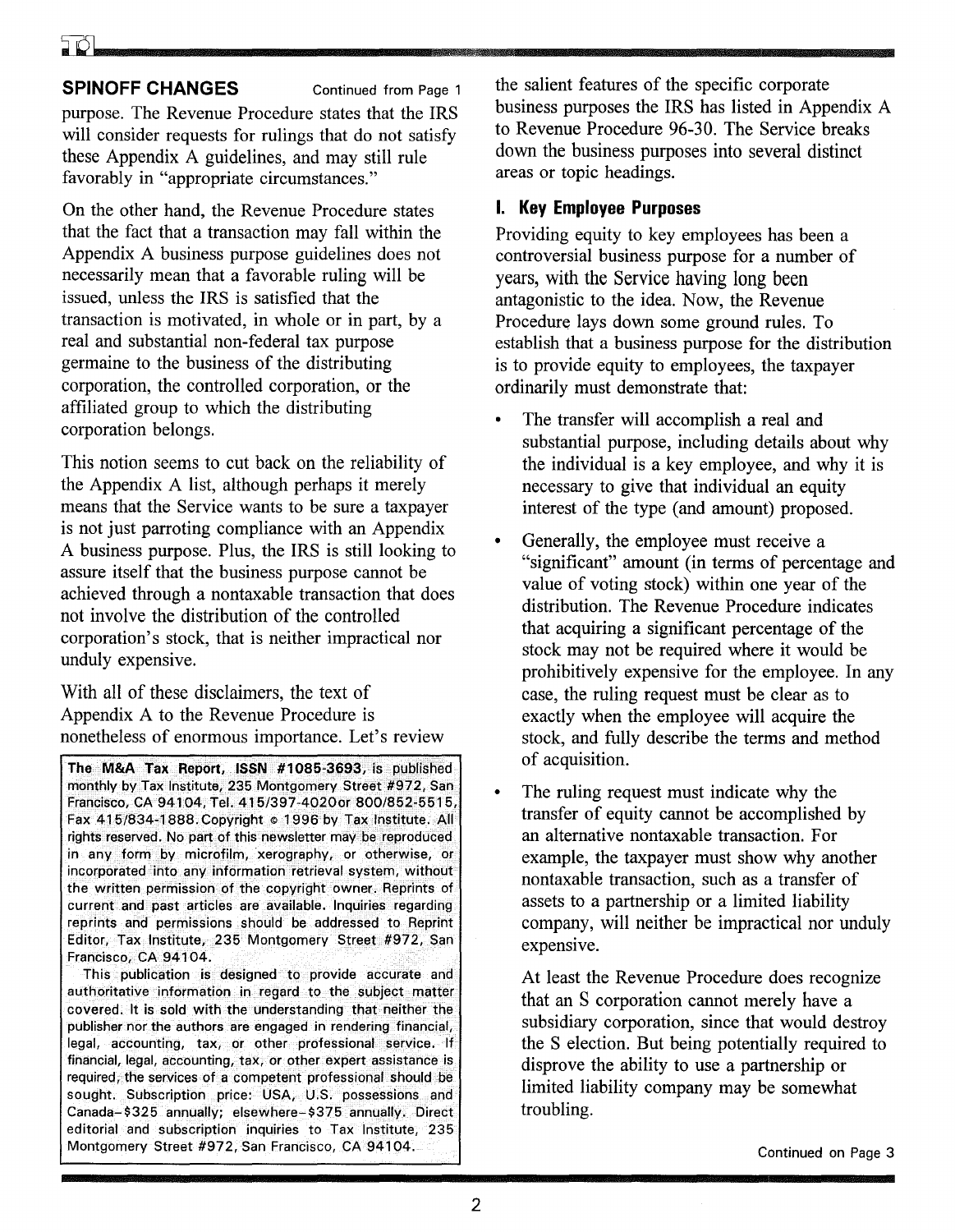**SPINOFF CHANGES** Continued from Page 1

purpose. The Revenue Procedure states that the IRS will consider requests for rulings that do not satisfy these Appendix A guidelines, and may still rule favorably in "appropriate circumstances."

On the other hand, the Revenue Procedure states that the fact that a transaction may fall within the Appendix A business purpose guidelines does not necessarily mean that a favorable ruling will be issued, unless the IRS is satisfied that the transaction is motivated, in whole or in part, by a real and substantial non-federal tax purpose germaine to the business of the distributing corporation, the controlled corporation, or the affiliated group to which the distributing corporation belongs.

This notion seems to cut back on the reliability of the Appendix A list, although perhaps it merely means that the Service wants to be sure a taxpayer is not just parroting compliance with an Appendix A business purpose. Plus, the IRS is still looking to assure itself that the business purpose cannot be achieved through a nontaxable transaction that does not involve the distribution of the controlled corporation's stock, that is neither impractical nor unduly expensive.

With all of these disclaimers, the text of Appendix A to the Revenue Procedure is nonetheless of enormous importance. Let's review the salient features of the specific corporate business purposes the IRS has listed in Appendix A to Revenue Procedure 96-30. The Service breaks down the business purposes into several distinct areas or topic headings.

### I. Key Employee Purposes

Providing equity to key employees has been a controversial business purpose for a number of years, with the Service having long been antagonistic to the idea. Now, the Revenue Procedure lays down some ground rules. To establish that a business purpose for the distribution is to provide equity to employees, the taxpayer ordinarily must demonstrate that:

- The transfer will accomplish a real and substantial purpose, including details about why the individual is a key employee, and why it is necessary to give that individual an equity interest of the type (and amount) proposed.
- Generally, the employee must receive a "significant" amount (in terms of percentage and value of voting stock) within one year of the distribution. The Revenue Procedure indicates that acquiring a significant percentage of the stock may not be required where it would be prohibitively expensive for the employee. In any case, the ruling request must be clear as to exactly when the employee will acquire the stock, and fully describe the terms and method of acquisition.
- The ruling request must indicate why the transfer of equity cannot be accomplished by an alternative nontaxable transaction. For example, the taxpayer must show why another nontaxable transaction, such as a transfer of assets to a partnership or a limited liability company, will neither be impractical nor unduly expensive.

  At least the Revenue Procedure does recognize that an S corporation cannot merely have a subsidiary corporation, since that would destroy the S election. But being potentially required to disprove the ability to use a partnership or limited liability company may be somewhat troubling.

Continued on Page 3

The M&A Tax Report, ISSN #1085-3693, is published monthly by Tax Institute, 235 Montgomery Street #972, San Francisco, CA 94104, Tel. 415/397-4020or 800/852-5515, Fax 415/834-1888. Copyright © 1996 by Tax Institute. All rights reserved. No part of this newsletter may be reproduced in any form by microfilm, xerography, or otherwise, or incorporated into any information retrieval system, without the written permission of the copyright owner. Reprints of current and past articles are available. Inquiries regarding reprints and permissions should be addressed to Reprint Editor, Tax Institute, 235 Montgomery Street #972, San Francisco, CA 94104.

This publication is designed to provide accurate and authoritative information in regard to the subject matter covered. It is sold with the understanding that neither the publisher nor the authors are engaged in rendering financial, legal, accounting, tax, or other professional service. If financial, legal, accounting, tax, or other expert assistance is required, the services of a competent professional should be sought. Subscription price: USA, U.S. possessions and Canada–$325 annually; elsewhere–$375 annually. Direct editorial and subscription inquiries to Tax Institute, 235 Montgomery Street #972, San Francisco, CA 94104.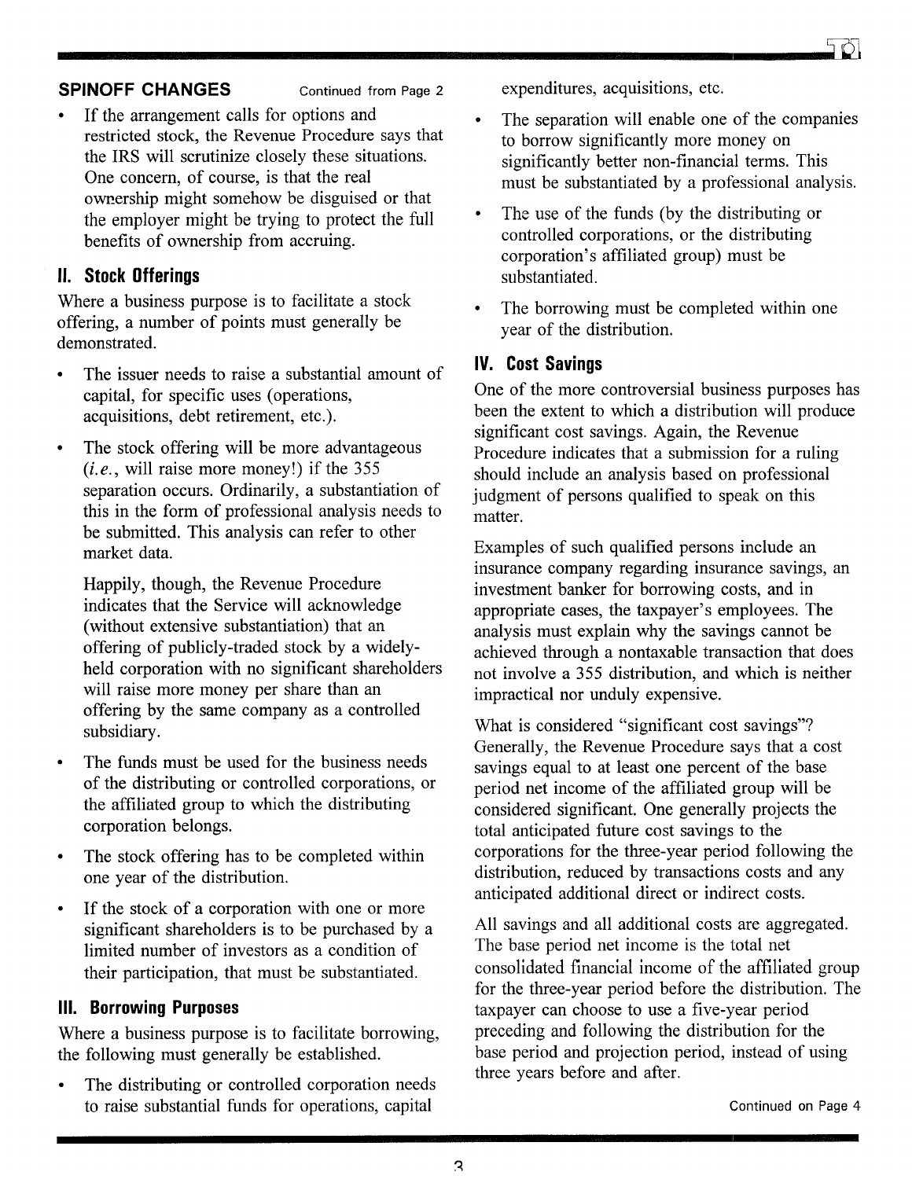**SPINOFF CHANGES** Continued from Page 2

- If the arrangement calls for options and restricted stock, the Revenue Procedure says that the IRS will scrutinize closely these situations. One concern, of course, is that the real ownership might somehow be disguised or that the employer might be trying to protect the full benefits of ownership from accruing.

## II. Stock Offerings

Where a business purpose is to facilitate a stock offering, a number of points must generally be demonstrated.

- The issuer needs to raise a substantial amount of capital, for specific uses (operations, acquisitions, debt retirement, etc.).
- The stock offering will be more advantageous (*i.e.*, will raise more money!) if the 355 separation occurs. Ordinarily, a substantiation of this in the form of professional analysis needs to be submitted. This analysis can refer to other market data.

  Happily, though, the Revenue Procedure indicates that the Service will acknowledge (without extensive substantiation) that an offering of publicly-traded stock by a widely-held corporation with no significant shareholders will raise more money per share than an offering by the same company as a controlled subsidiary.
- The funds must be used for the business needs of the distributing or controlled corporations, or the affiliated group to which the distributing corporation belongs.
- The stock offering has to be completed within one year of the distribution.
- If the stock of a corporation with one or more significant shareholders is to be purchased by a limited number of investors as a condition of their participation, that must be substantiated.

## III. Borrowing Purposes

Where a business purpose is to facilitate borrowing, the following must generally be established.

- The distributing or controlled corporation needs to raise substantial funds for operations, capital expenditures, acquisitions, etc.
- The separation will enable one of the companies to borrow significantly more money on significantly better non-financial terms. This must be substantiated by a professional analysis.
- The use of the funds (by the distributing or controlled corporations, or the distributing corporation's affiliated group) must be substantiated.
- The borrowing must be completed within one year of the distribution.

## IV. Cost Savings

One of the more controversial business purposes has been the extent to which a distribution will produce significant cost savings. Again, the Revenue Procedure indicates that a submission for a ruling should include an analysis based on professional judgment of persons qualified to speak on this matter.

Examples of such qualified persons include an insurance company regarding insurance savings, an investment banker for borrowing costs, and in appropriate cases, the taxpayer's employees. The analysis must explain why the savings cannot be achieved through a nontaxable transaction that does not involve a 355 distribution, and which is neither impractical nor unduly expensive.

What is considered "significant cost savings"? Generally, the Revenue Procedure says that a cost savings equal to at least one percent of the base period net income of the affiliated group will be considered significant. One generally projects the total anticipated future cost savings to the corporations for the three-year period following the distribution, reduced by transactions costs and any anticipated additional direct or indirect costs.

All savings and all additional costs are aggregated. The base period net income is the total net consolidated financial income of the affiliated group for the three-year period before the distribution. The taxpayer can choose to use a five-year period preceding and following the distribution for the base period and projection period, instead of using three years before and after.

Continued on Page 4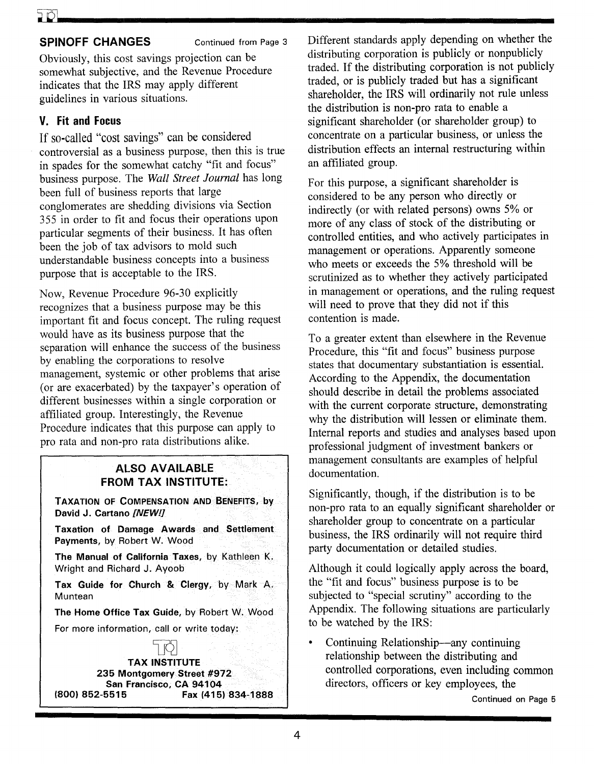## SPINOFF CHANGES

Continued from Page 3

Obviously, this cost savings projection can be somewhat subjective, and the Revenue Procedure indicates that the IRS may apply different guidelines in various situations.

### V. Fit and Focus

If so-called "cost savings" can be considered controversial as a business purpose, then this is true in spades for the somewhat catchy "fit and focus" business purpose. The *Wall Street Journal* has long been full of business reports that large conglomerates are shedding divisions via Section 355 in order to fit and focus their operations upon particular segments of their business. It has often been the job of tax advisors to mold such understandable business concepts into a business purpose that is acceptable to the IRS.

Now, Revenue Procedure 96-30 explicitly recognizes that a business purpose may be this important fit and focus concept. The ruling request would have as its business purpose that the separation will enhance the success of the business by enabling the corporations to resolve management, systemic or other problems that arise (or are exacerbated) by the taxpayer's operation of different businesses within a single corporation or affiliated group. Interestingly, the Revenue Procedure indicates that this purpose can apply to pro rata and non-pro rata distributions alike.

> **ALSO AVAILABLE FROM TAX INSTITUTE:**
>
> **Taxation of Compensation and Benefits**, by David J. Cartano *[NEW!]*
>
> **Taxation of Damage Awards and Settlement Payments**, by Robert W. Wood
>
> **The Manual of California Taxes**, by Kathleen K. Wright and Richard J. Ayoob
>
> **Tax Guide for Church & Clergy**, by Mark A. Muntean
>
> **The Home Office Tax Guide**, by Robert W. Wood
>
> For more information, call or write today:
>
> **TAX INSTITUTE**
> **235 Montgomery Street #972**
> **San Francisco, CA 94104**
> **(800) 852-5515 Fax (415) 834-1888**

Different standards apply depending on whether the distributing corporation is publicly or nonpublicly traded. If the distributing corporation is not publicly traded, or is publicly traded but has a significant shareholder, the IRS will ordinarily not rule unless the distribution is non-pro rata to enable a significant shareholder (or shareholder group) to concentrate on a particular business, or unless the distribution effects an internal restructuring within an affiliated group.

For this purpose, a significant shareholder is considered to be any person who directly or indirectly (or with related persons) owns 5% or more of any class of stock of the distributing or controlled entities, and who actively participates in management or operations. Apparently someone who meets or exceeds the 5% threshold will be scrutinized as to whether they actively participated in management or operations, and the ruling request will need to prove that they did not if this contention is made.

To a greater extent than elsewhere in the Revenue Procedure, this "fit and focus" business purpose states that documentary substantiation is essential. According to the Appendix, the documentation should describe in detail the problems associated with the current corporate structure, demonstrating why the distribution will lessen or eliminate them. Internal reports and studies and analyses based upon professional judgment of investment bankers or management consultants are examples of helpful documentation.

Significantly, though, if the distribution is to be non-pro rata to an equally significant shareholder or shareholder group to concentrate on a particular business, the IRS ordinarily will not require third party documentation or detailed studies.

Although it could logically apply across the board, the "fit and focus" business purpose is to be subjected to "special scrutiny" according to the Appendix. The following situations are particularly to be watched by the IRS:

- Continuing Relationship—any continuing relationship between the distributing and controlled corporations, even including common directors, officers or key employees, the

Continued on Page 5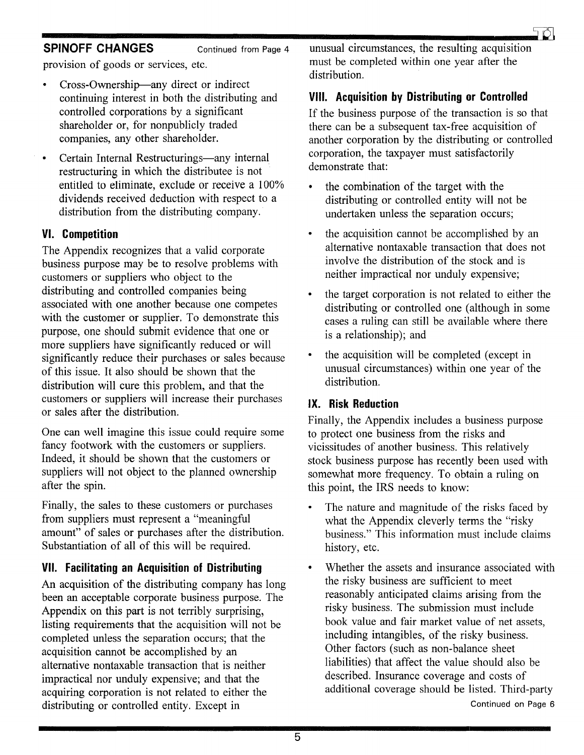**SPINOFF CHANGES** Continued from Page 4

provision of goods or services, etc.

- Cross-Ownership—any direct or indirect continuing interest in both the distributing and controlled corporations by a significant shareholder or, for nonpublicly traded companies, any other shareholder.
- Certain Internal Restructurings—any internal restructuring in which the distributee is not entitled to eliminate, exclude or receive a 100% dividends received deduction with respect to a distribution from the distributing company.

### VI. Competition

The Appendix recognizes that a valid corporate business purpose may be to resolve problems with customers or suppliers who object to the distributing and controlled companies being associated with one another because one competes with the customer or supplier. To demonstrate this purpose, one should submit evidence that one or more suppliers have significantly reduced or will significantly reduce their purchases or sales because of this issue. It also should be shown that the distribution will cure this problem, and that the customers or suppliers will increase their purchases or sales after the distribution.

One can well imagine this issue could require some fancy footwork with the customers or suppliers. Indeed, it should be shown that the customers or suppliers will not object to the planned ownership after the spin.

Finally, the sales to these customers or purchases from suppliers must represent a "meaningful amount" of sales or purchases after the distribution. Substantiation of all of this will be required.

### VII. Facilitating an Acquisition of Distributing

An acquisition of the distributing company has long been an acceptable corporate business purpose. The Appendix on this part is not terribly surprising, listing requirements that the acquisition will not be completed unless the separation occurs; that the acquisition cannot be accomplished by an alternative nontaxable transaction that is neither impractical nor unduly expensive; and that the acquiring corporation is not related to either the distributing or controlled entity. Except in unusual circumstances, the resulting acquisition must be completed within one year after the distribution.

### VIII. Acquisition by Distributing or Controlled

If the business purpose of the transaction is so that there can be a subsequent tax-free acquisition of another corporation by the distributing or controlled corporation, the taxpayer must satisfactorily demonstrate that:

- the combination of the target with the distributing or controlled entity will not be undertaken unless the separation occurs;
- the acquisition cannot be accomplished by an alternative nontaxable transaction that does not involve the distribution of the stock and is neither impractical nor unduly expensive;
- the target corporation is not related to either the distributing or controlled one (although in some cases a ruling can still be available where there is a relationship); and
- the acquisition will be completed (except in unusual circumstances) within one year of the distribution.

### IX. Risk Reduction

Finally, the Appendix includes a business purpose to protect one business from the risks and vicissitudes of another business. This relatively stock business purpose has recently been used with somewhat more frequency. To obtain a ruling on this point, the IRS needs to know:

- The nature and magnitude of the risks faced by what the Appendix cleverly terms the "risky business." This information must include claims history, etc.
- Whether the assets and insurance associated with the risky business are sufficient to meet reasonably anticipated claims arising from the risky business. The submission must include book value and fair market value of net assets, including intangibles, of the risky business. Other factors (such as non-balance sheet liabilities) that affect the value should also be described. Insurance coverage and costs of additional coverage should be listed. Third-party

Continued on Page 6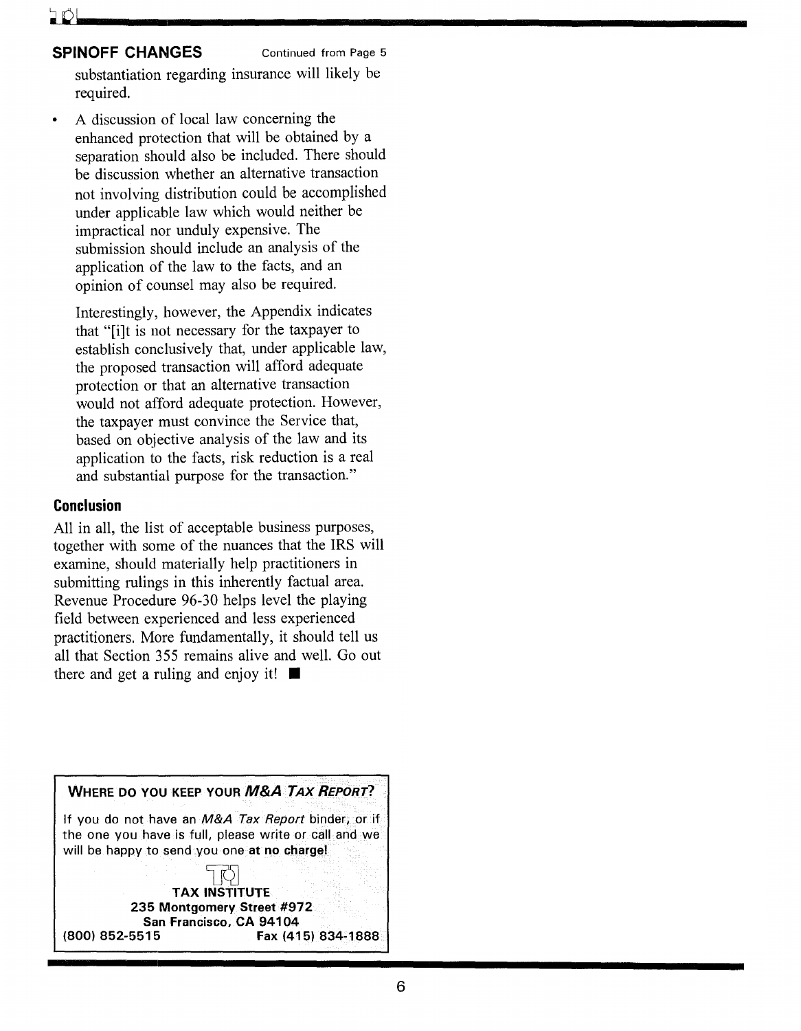## SPINOFF CHANGES

Continued from Page 5

substantiation regarding insurance will likely be required.

- A discussion of local law concerning the enhanced protection that will be obtained by a separation should also be included. There should be discussion whether an alternative transaction not involving distribution could be accomplished under applicable law which would neither be impractical nor unduly expensive. The submission should include an analysis of the application of the law to the facts, and an opinion of counsel may also be required.

  Interestingly, however, the Appendix indicates that "[i]t is not necessary for the taxpayer to establish conclusively that, under applicable law, the proposed transaction will afford adequate protection or that an alternative transaction would not afford adequate protection. However, the taxpayer must convince the Service that, based on objective analysis of the law and its application to the facts, risk reduction is a real and substantial purpose for the transaction."

### Conclusion

All in all, the list of acceptable business purposes, together with some of the nuances that the IRS will examine, should materially help practitioners in submitting rulings in this inherently factual area. Revenue Procedure 96-30 helps level the playing field between experienced and less experienced practitioners. More fundamentally, it should tell us all that Section 355 remains alive and well. Go out there and get a ruling and enjoy it! ■

---

**WHERE DO YOU KEEP YOUR *M&A TAX REPORT*?**

If you do not have an *M&A Tax Report* binder, or if the one you have is full, please write or call and we will be happy to send you one **at no charge!**

**TAX INSTITUTE**
**235 Montgomery Street #972**
**San Francisco, CA 94104**
**(800) 852-5515** **Fax (415) 834-1888**